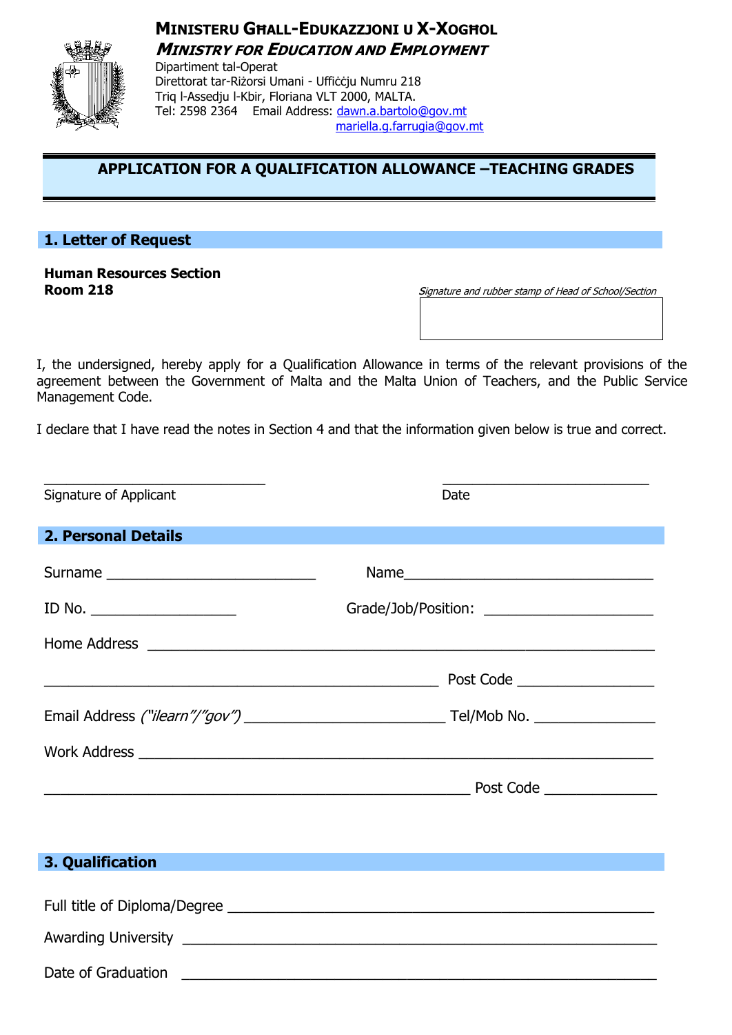# MINISTERU GĦALL-EDUKAZZJONI U X-XOGĦOL

***MINISTRY FOR EDUCATION AND EMPLOYMENT***

Dipartiment tal-Operat
Direttorat tar-Riżorsi Umani - Uffiċċju Numru 218
Triq l-Assedju l-Kbir, Floriana VLT 2000, MALTA.
Tel: 2598 2364 Email Address: dawn.a.bartolo@gov.mt
mariella.g.farrugia@gov.mt

## APPLICATION FOR A QUALIFICATION ALLOWANCE –TEACHING GRADES

### 1. Letter of Request

**Human Resources Section**
**Room 218**

*Signature and rubber stamp of Head of School/Section*

I, the undersigned, hereby apply for a Qualification Allowance in terms of the relevant provisions of the agreement between the Government of Malta and the Malta Union of Teachers, and the Public Service Management Code.

I declare that I have read the notes in Section 4 and that the information given below is true and correct.

_____________________________ _____________________________
Signature of Applicant Date

### 2. Personal Details

Surname ___________________________ Name_________________________________

ID No. ___________________ Grade/Job/Position: ______________________

Home Address ____________________________________________________________

_________________________________________________ Post Code _________________

Email Address *("ilearn"/"gov")* _________________________ Tel/Mob No. _______________

Work Address _____________________________________________________________

_______________________________________________________ Post Code ______________

### 3. Qualification

Full title of Diploma/Degree _______________________________________________________

Awarding University ____________________________________________________________

Date of Graduation ____________________________________________________________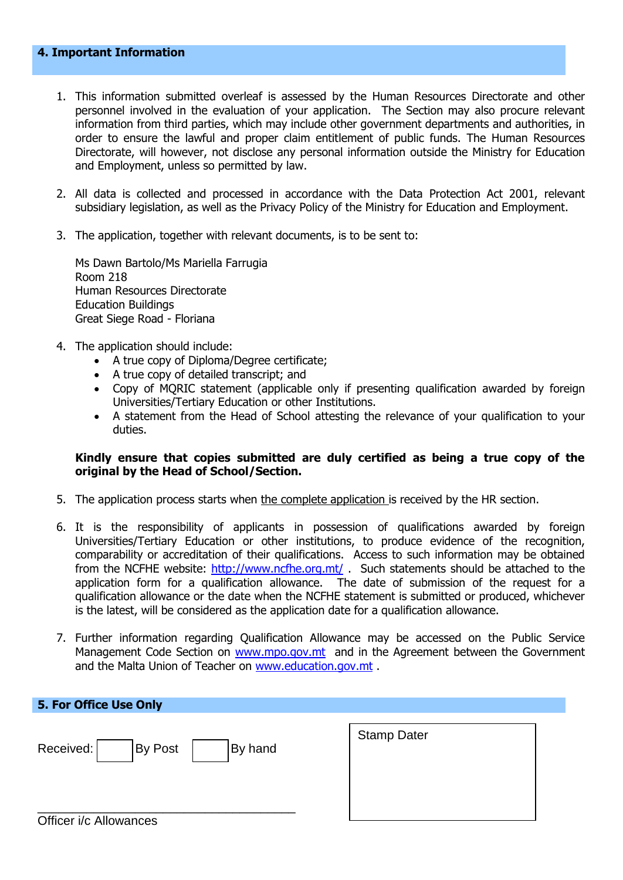## 4. Important Information

1. This information submitted overleaf is assessed by the Human Resources Directorate and other personnel involved in the evaluation of your application. The Section may also procure relevant information from third parties, which may include other government departments and authorities, in order to ensure the lawful and proper claim entitlement of public funds. The Human Resources Directorate, will however, not disclose any personal information outside the Ministry for Education and Employment, unless so permitted by law.

2. All data is collected and processed in accordance with the Data Protection Act 2001, relevant subsidiary legislation, as well as the Privacy Policy of the Ministry for Education and Employment.

3. The application, together with relevant documents, is to be sent to:

   Ms Dawn Bartolo/Ms Mariella Farrugia
   Room 218
   Human Resources Directorate
   Education Buildings
   Great Siege Road - Floriana

4. The application should include:
   - A true copy of Diploma/Degree certificate;
   - A true copy of detailed transcript; and
   - Copy of MQRIC statement (applicable only if presenting qualification awarded by foreign Universities/Tertiary Education or other Institutions.
   - A statement from the Head of School attesting the relevance of your qualification to your duties.

   **Kindly ensure that copies submitted are duly certified as being a true copy of the original by the Head of School/Section.**

5. The application process starts when the complete application is received by the HR section.

6. It is the responsibility of applicants in possession of qualifications awarded by foreign Universities/Tertiary Education or other institutions, to produce evidence of the recognition, comparability or accreditation of their qualifications. Access to such information may be obtained from the NCFHE website: http://www.ncfhe.org.mt/ . Such statements should be attached to the application form for a qualification allowance. The date of submission of the request for a qualification allowance or the date when the NCFHE statement is submitted or produced, whichever is the latest, will be considered as the application date for a qualification allowance.

7. Further information regarding Qualification Allowance may be accessed on the Public Service Management Code Section on www.mpo.gov.mt and in the Agreement between the Government and the Malta Union of Teacher on www.education.gov.mt .

## 5. For Office Use Only

Received: ☐ By Post ☐ By hand

Stamp Dater

\_\_\_\_\_\_\_\_\_\_\_\_\_\_\_\_\_\_\_\_\_\_\_\_\_\_\_\_\_\_
Officer i/c Allowances